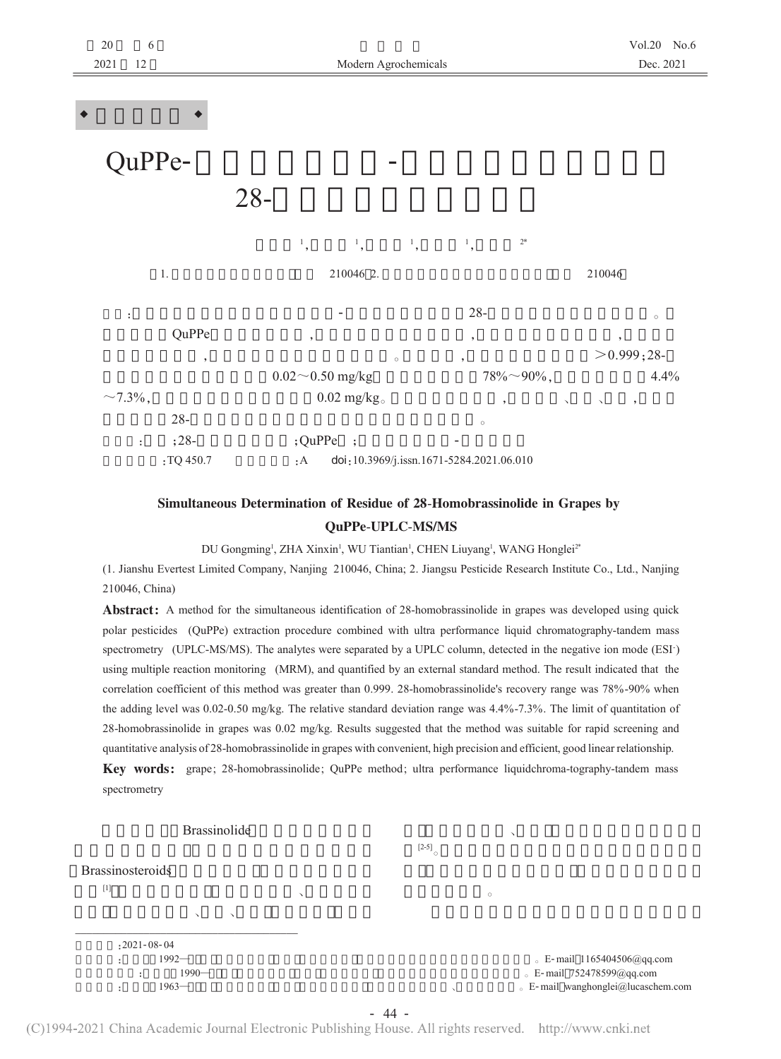◆ 

# QuPPe- -
# 28-

$^{1}$, $^{1}$, $^{1}$, $^{1}$, $^{2*}$

（1. 210046；2. 210046）

: - 28- 。 QuPPe , , , , 。 , >0.999；28- 0.02～0.50 mg/kg 78%～90%, 4.4%～7.3%, 0.02 mg/kg。 , 、 、 , 28- 。

: ；28- ；QuPPe ； -

：TQ 450.7 ：A doi：10.3969/j.issn.1671-5284.2021.06.010

## Simultaneous Determination of Residue of 28-Homobrassinolide in Grapes by QuPPe-UPLC-MS/MS

DU Gongming[1], ZHA Xinxin[1], WU Tiantian[1], CHEN Liuyang[1], WANG Honglei[2*]

(1. Jianshu Evertest Limited Company, Nanjing 210046, China; 2. Jiangsu Pesticide Research Institute Co., Ltd., Nanjing 210046, China)

**Abstract:** A method for the simultaneous identification of 28-homobrassinolide in grapes was developed using quick polar pesticides (QuPPe) extraction procedure combined with ultra performance liquid chromatography-tandem mass spectrometry (UPLC-MS/MS). The analytes were separated by a UPLC column, detected in the negative ion mode (ESI$^{-}$) using multiple reaction monitoring (MRM), and quantified by an external standard method. The result indicated that the correlation coefficient of this method was greater than 0.999. 28-homobrassinolide's recovery range was 78%-90% when the adding level was 0.02-0.50 mg/kg. The relative standard deviation range was 4.4%-7.3%. The limit of quantitation of 28-homobrassinolide in grapes was 0.02 mg/kg. Results suggested that the method was suitable for rapid screening and quantitative analysis of 28-homobrassinolide in grapes with convenient, high precision and efficient, good linear relationship.

**Key words:** grape; 28-homobrassinolide; QuPPe method; ultra performance liquidchroma-tography-tandem mass spectrometry

（Brassinolide） （Brassinosteroids）[1] 、 、 、 、 [2-5]。 。

：2021-08-04

：1992— 。E-mail：1165404506@qq.com

：1990— 。E-mail：752478599@qq.com

：1963— 、 。E-mail：wanghonglei@lucaschem.com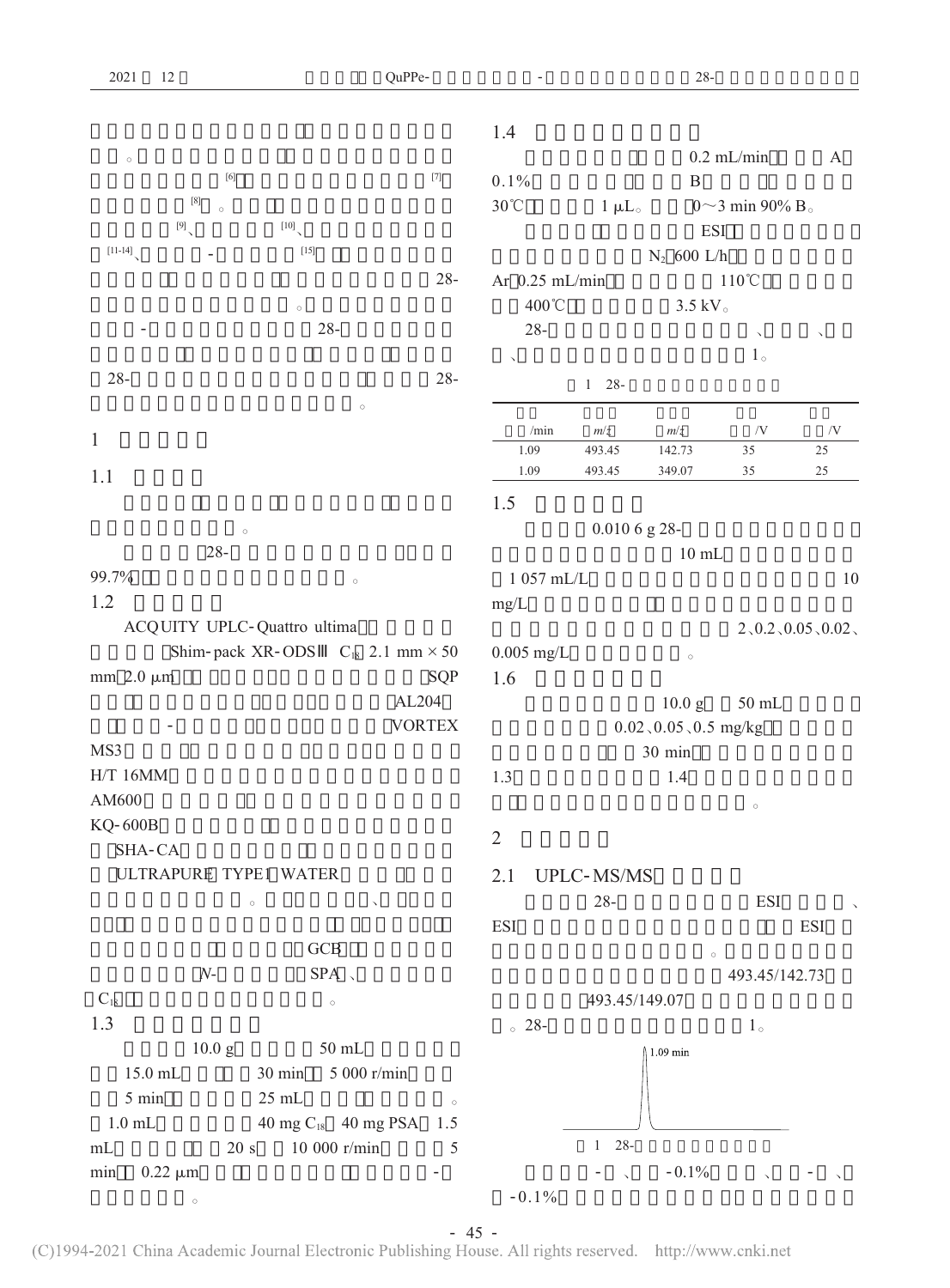。

[6] [7]

[8] 。

[9]、 [10]、

[11-14]、 - [15]

28-

。

- 28-

28- 28-

。

## 1

### 1.1

。

28-

99.7% 。

### 1.2

ACQUITY UPLC-Quattro ultima

Shim-pack XR-ODSⅢ $C_{18}$ 2.1 mm × 50 mm 2.0 μm SQP AL204

- VORTEX MS3

H/T 16MM

AM600

KQ-600B

SHA-CA

ULTRAPURE TYPE1 WATER

。 、

GCB

*N*- SPA 、

$C_{18}$ 。

### 1.3

10.0 g 50 mL

15.0 mL 30 min 5 000 r/min

5 min 25 mL 。

1.0 mL 40 mg $C_{18}$ 40 mg PSA 1.5 mL 20 s 10 000 r/min 5 min 0.22 μm -

。

### 1.4

0.2 mL/min A

0.1% B

30℃ 1 μL。 0～3 min 90% B。

ESI

$N_2$ 600 L/h

Ar 0.25 mL/min 110℃

400℃ 3.5 kV。

28- 、 、

、 1。

1 28-

| /min | *m/z* | *m/z* | /V | /V |
|---|---|---|---|---|
| 1.09 | 493.45 | 142.73 | 35 | 25 |
| 1.09 | 493.45 | 349.07 | 35 | 25 |

### 1.5

0.010 6 g 28-

10 mL

1 057 mL/L 10 mg/L

2、0.2、0.05、0.02、0.005 mg/L 。

### 1.6

10.0 g 50 mL

0.02、0.05、0.5 mg/kg

30 min

1.3 1.4

。

## 2

### 2.1 UPLC-MS/MS

28- ESI 、

ESI ESI

。

493.45/142.73

493.45/149.07

。28- 1。

1.09 min

1 28-

- 、 -0.1% 、 - 、

-0.1%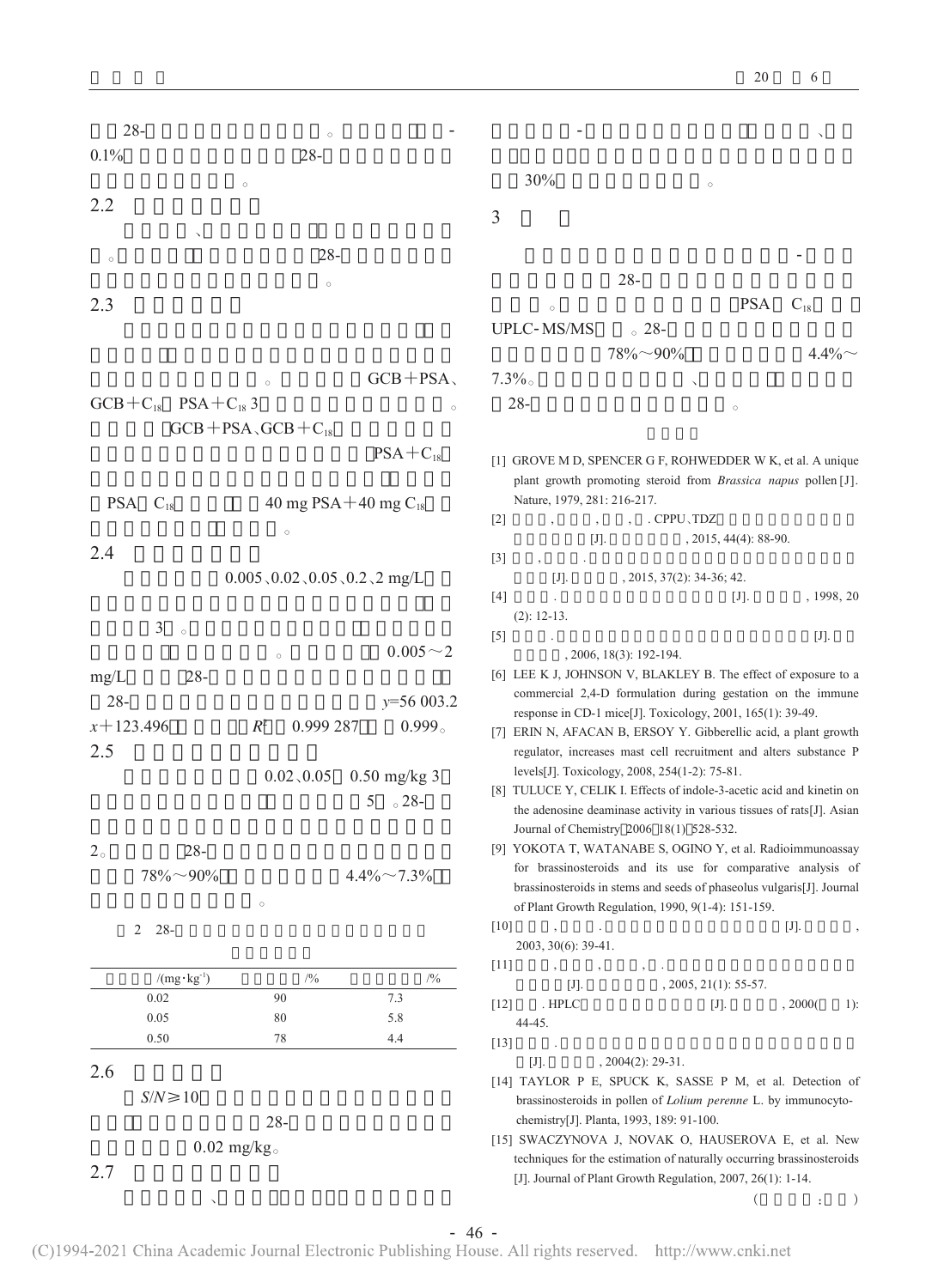28- 。 - 0.1% 28- 。

## 2.2

、 。 28- 。

## 2.3

。 GCB＋PSA、GCB＋$C_{18}$ 、PSA＋$C_{18}$ 3 。 GCB＋PSA、GCB＋$C_{18}$ PSA＋$C_{18}$ PSA $C_{18}$ 40 mg PSA＋40 mg $C_{18}$ 。

## 2.4

0.005、0.02、0.05、0.2、2 mg/L 3 。 。 0.005～2 mg/L 28- 28- $y$=56 003.2 $x$＋123.496 $R^2$ 0.999 287 0.999。

## 2.5

0.02、0.05 0.50 mg/kg 3 5 。28- 2。 28- 78%～90% 4.4%～7.3% 。

2 28-

| /(mg·kg⁻¹) | /% | /% |
|---|---|---|
| 0.02 | 90 | 7.3 |
| 0.05 | 80 | 5.8 |
| 0.50 | 78 | 4.4 |

## 2.6

$S/N$≥10 28- 0.02 mg/kg。

## 2.7

、 - 、 30% 。

## 3

- 28- 。 PSA $C_{18}$ UPLC-MS/MS 。28- 78%～90% 4.4%～7.3%。 、 28- 。

[1] GROVE M D, SPENCER G F, ROHWEDDER W K, et al. A unique plant growth promoting steroid from *Brassica napus* pollen[J]. Nature, 1979, 281: 216-217.

[2] , , , . CPPU、TDZ [J]. , 2015, 44(4): 88-90.

[3] , . [J]. , 2015, 37(2): 34-36; 42.

[4] . [J]. , 1998, 20 (2): 12-13.

[5] . [J]. , 2006, 18(3): 192-194.

[6] LEE K J, JOHNSON V, BLAKLEY B. The effect of exposure to a commercial 2,4-D formulation during gestation on the immune response in CD-1 mice[J]. Toxicology, 2001, 165(1): 39-49.

[7] ERIN N, AFACAN B, ERSOY Y. Gibberellic acid, a plant growth regulator, increases mast cell recruitment and alters substance P levels[J]. Toxicology, 2008, 254(1-2): 75-81.

[8] TULUCE Y, CELIK I. Effects of indole-3-acetic acid and kinetin on the adenosine deaminase activity in various tissues of rats[J]. Asian Journal of Chemistry, 2006, 18(1): 528-532.

[9] YOKOTA T, WATANABE S, OGINO Y, et al. Radioimmunoassay for brassinosteroids and its use for comparative analysis of brassinosteroids in stems and seeds of phaseolus vulgaris[J]. Journal of Plant Growth Regulation, 1990, 9(1-4): 151-159.

[10] , . [J]. , 2003, 30(6): 39-41.

[11] , , , . [J]. , 2005, 21(1): 55-57.

[12] . HPLC [J]. , 2000( 1): 44-45.

[13] . [J]. , 2004(2): 29-31.

[14] TAYLOR P E, SPUCK K, SASSE P M, et al. Detection of brassinosteroids in pollen of *Lolium perenne* L. by immunocytochemistry[J]. Planta, 1993, 189: 91-100.

[15] SWACZYNOVA J, NOVAK O, HAUSEROVA E, et al. New techniques for the estimation of naturally occurring brassinosteroids [J]. Journal of Plant Growth Regulation, 2007, 26(1): 1-14.

( : )